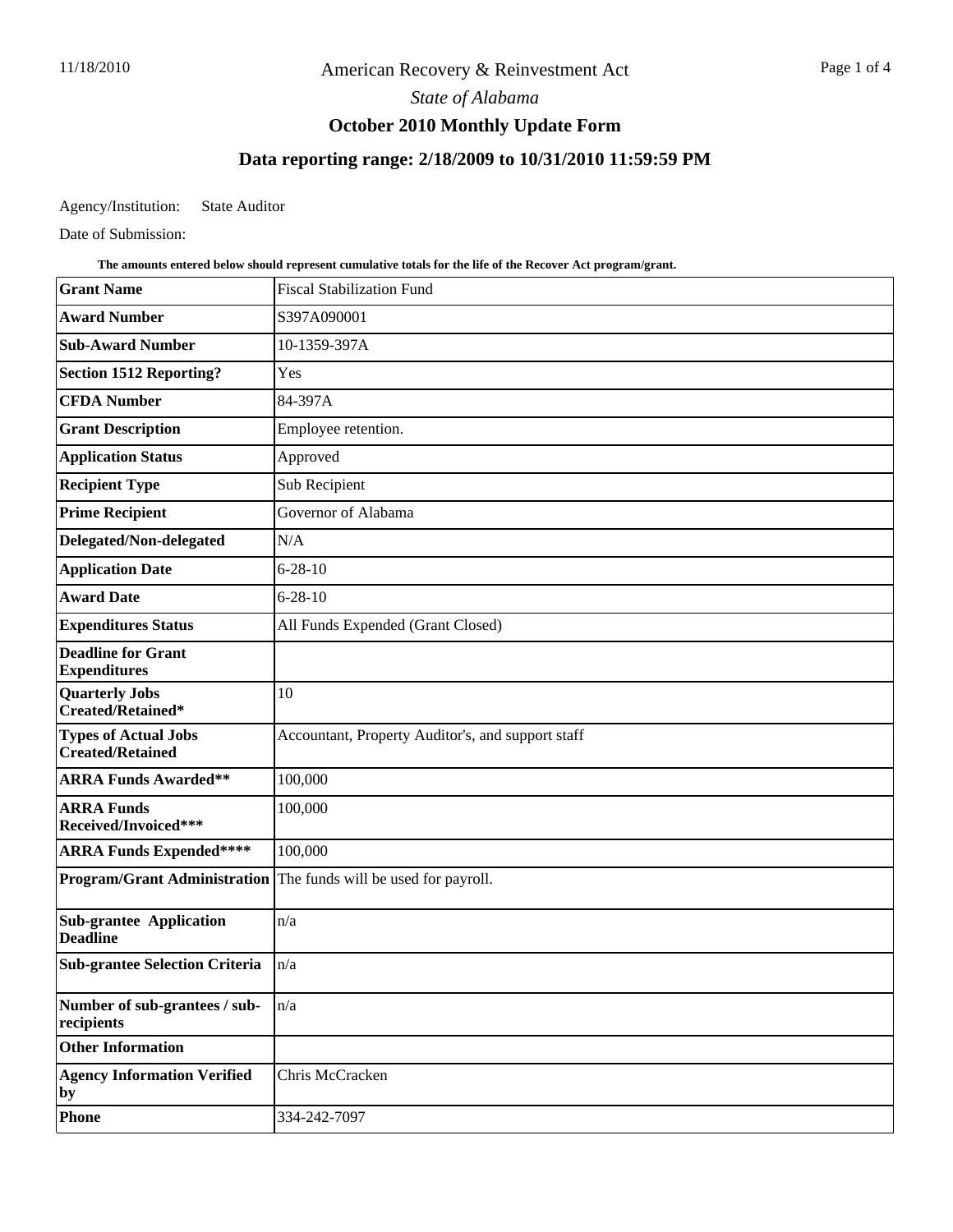# American Recovery & Reinvestment Act

*State of Alabama*

## October 2010 Monthly Update Form

## Data reporting range: 2/18/2009 to 10/31/2010 11:59:59 PM

Agency/Institution: State Auditor

Date of Submission:

**The amounts entered below should represent cumulative totals for the life of the Recover Act program/grant.**

| | |
|---|---|
| **Grant Name** | Fiscal Stabilization Fund |
| **Award Number** | S397A090001 |
| **Sub-Award Number** | 10-1359-397A |
| **Section 1512 Reporting?** | Yes |
| **CFDA Number** | 84-397A |
| **Grant Description** | Employee retention. |
| **Application Status** | Approved |
| **Recipient Type** | Sub Recipient |
| **Prime Recipient** | Governor of Alabama |
| **Delegated/Non-delegated** | N/A |
| **Application Date** | 6-28-10 |
| **Award Date** | 6-28-10 |
| **Expenditures Status** | All Funds Expended (Grant Closed) |
| **Deadline for Grant Expenditures** | |
| **Quarterly Jobs Created/Retained*** | 10 |
| **Types of Actual Jobs Created/Retained** | Accountant, Property Auditor's, and support staff |
| **ARRA Funds Awarded**** | 100,000 |
| **ARRA Funds Received/Invoiced***** | 100,000 |
| **ARRA Funds Expended****** | 100,000 |
| **Program/Grant Administration** | The funds will be used for payroll. |
| **Sub-grantee Application Deadline** | n/a |
| **Sub-grantee Selection Criteria** | n/a |
| **Number of sub-grantees / sub-recipients** | n/a |
| **Other Information** | |
| **Agency Information Verified by** | Chris McCracken |
| **Phone** | 334-242-7097 |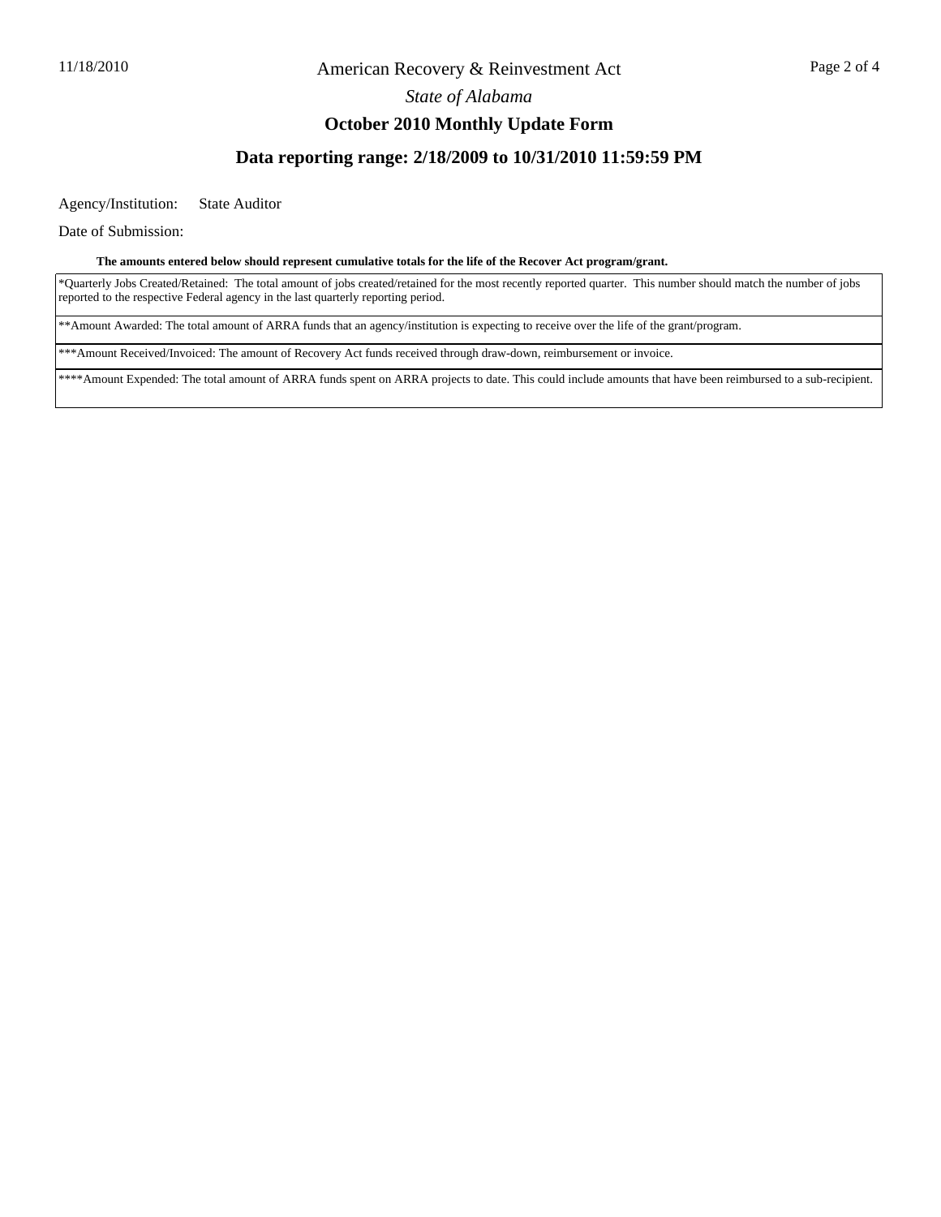# American Recovery & Reinvestment Act

*State of Alabama*

## October 2010 Monthly Update Form

## Data reporting range: 2/18/2009 to 10/31/2010 11:59:59 PM

Agency/Institution: State Auditor

Date of Submission:

**The amounts entered below should represent cumulative totals for the life of the Recover Act program/grant.**

| |
|---|
| *Quarterly Jobs Created/Retained: The total amount of jobs created/retained for the most recently reported quarter. This number should match the number of jobs reported to the respective Federal agency in the last quarterly reporting period. |
| **Amount Awarded: The total amount of ARRA funds that an agency/institution is expecting to receive over the life of the grant/program. |
| ***Amount Received/Invoiced: The amount of Recovery Act funds received through draw-down, reimbursement or invoice. |
| ****Amount Expended: The total amount of ARRA funds spent on ARRA projects to date. This could include amounts that have been reimbursed to a sub-recipient. |